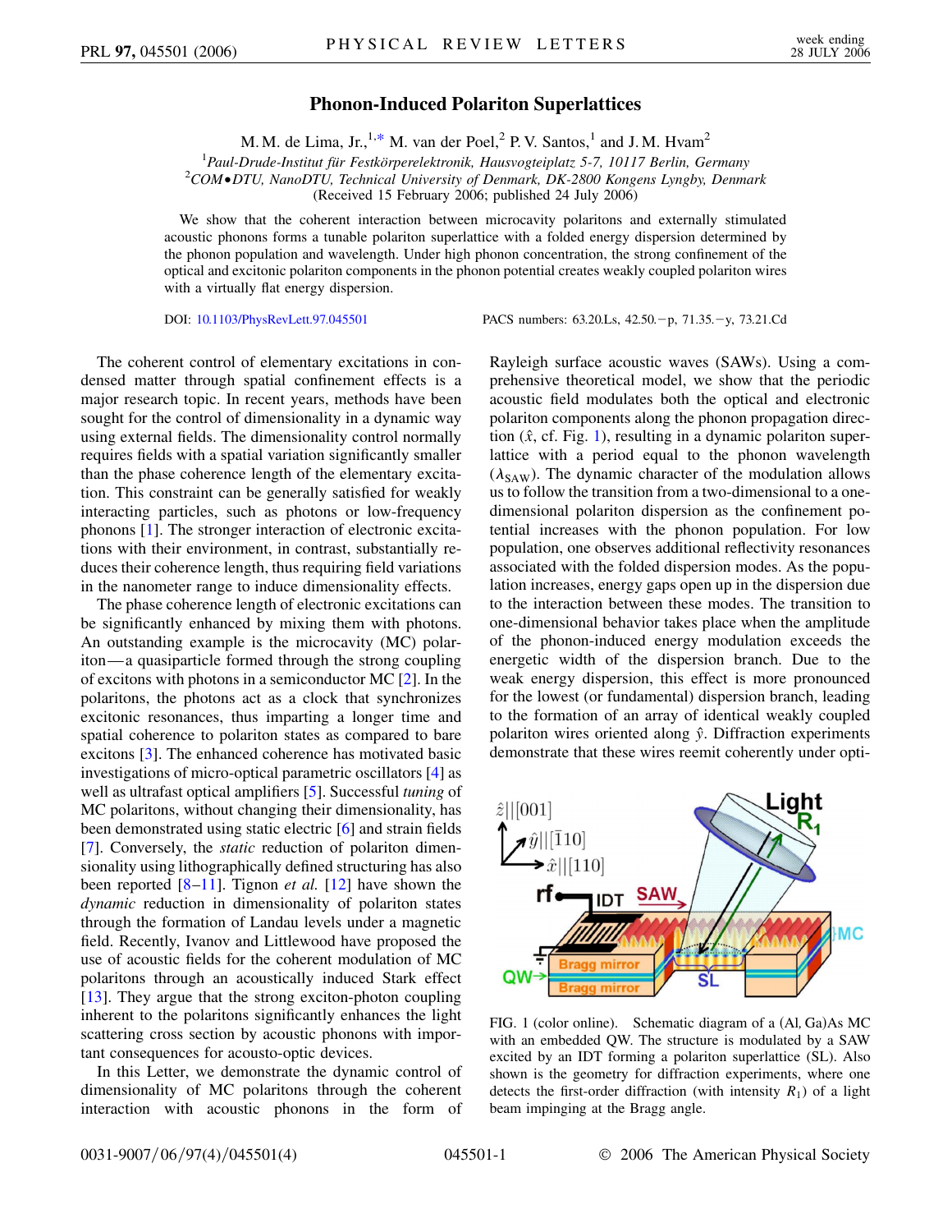# Phonon-Induced Polariton Superlattices

M. M. de Lima, Jr.,[1,*] M. van der Poel,[2] P. V. Santos,[1] and J. M. Hvam[2]

[1]*Paul-Drude-Institut für Festkörperelektronik, Hausvogteiplatz 5-7, 10117 Berlin, Germany*
[2]*COM•DTU, NanoDTU, Technical University of Denmark, DK-2800 Kongens Lyngby, Denmark*
(Received 15 February 2006; published 24 July 2006)

We show that the coherent interaction between microcavity polaritons and externally stimulated acoustic phonons forms a tunable polariton superlattice with a folded energy dispersion determined by the phonon population and wavelength. Under high phonon concentration, the strong confinement of the optical and excitonic polariton components in the phonon potential creates weakly coupled polariton wires with a virtually flat energy dispersion.

DOI: 10.1103/PhysRevLett.97.045501 PACS numbers: 63.20.Ls, 42.50.−p, 71.35.−y, 73.21.Cd

The coherent control of elementary excitations in condensed matter through spatial confinement effects is a major research topic. In recent years, methods have been sought for the control of dimensionality in a dynamic way using external fields. The dimensionality control normally requires fields with a spatial variation significantly smaller than the phase coherence length of the elementary excitation. This constraint can be generally satisfied for weakly interacting particles, such as photons or low-frequency phonons [1]. The stronger interaction of electronic excitations with their environment, in contrast, substantially reduces their coherence length, thus requiring field variations in the nanometer range to induce dimensionality effects.

The phase coherence length of electronic excitations can be significantly enhanced by mixing them with photons. An outstanding example is the microcavity (MC) polariton—a quasiparticle formed through the strong coupling of excitons with photons in a semiconductor MC [2]. In the polaritons, the photons act as a clock that synchronizes excitonic resonances, thus imparting a longer time and spatial coherence to polariton states as compared to bare excitons [3]. The enhanced coherence has motivated basic investigations of micro-optical parametric oscillators [4] as well as ultrafast optical amplifiers [5]. Successful *tuning* of MC polaritons, without changing their dimensionality, has been demonstrated using static electric [6] and strain fields [7]. Conversely, the *static* reduction of polariton dimensionality using lithographically defined structuring has also been reported [8–11]. Tignon *et al.* [12] have shown the *dynamic* reduction in dimensionality of polariton states through the formation of Landau levels under a magnetic field. Recently, Ivanov and Littlewood have proposed the use of acoustic fields for the coherent modulation of MC polaritons through an acoustically induced Stark effect [13]. They argue that the strong exciton-photon coupling inherent to the polaritons significantly enhances the light scattering cross section by acoustic phonons with important consequences for acousto-optic devices.

In this Letter, we demonstrate the dynamic control of dimensionality of MC polaritons through the coherent interaction with acoustic phonons in the form of Rayleigh surface acoustic waves (SAWs). Using a comprehensive theoretical model, we show that the periodic acoustic field modulates both the optical and electronic polariton components along the phonon propagation direction ($\hat{x}$, cf. Fig. 1), resulting in a dynamic polariton superlattice with a period equal to the phonon wavelength ($\lambda_{SAW}$). The dynamic character of the modulation allows us to follow the transition from a two-dimensional to a one-dimensional polariton dispersion as the confinement potential increases with the phonon population. For low population, one observes additional reflectivity resonances associated with the folded dispersion modes. As the population increases, energy gaps open up in the dispersion due to the interaction between these modes. The transition to one-dimensional behavior takes place when the amplitude of the phonon-induced energy modulation exceeds the energetic width of the dispersion branch. Due to the weak energy dispersion, this effect is more pronounced for the lowest (or fundamental) dispersion branch, leading to the formation of an array of identical weakly coupled polariton wires oriented along $\hat{y}$. Diffraction experiments demonstrate that these wires reemit coherently under opti-

FIG. 1 (color online). Schematic diagram of a (Al, Ga)As MC with an embedded QW. The structure is modulated by a SAW excited by an IDT forming a polariton superlattice (SL). Also shown is the geometry for diffraction experiments, where one detects the first-order diffraction (with intensity $R_1$) of a light beam impinging at the Bragg angle.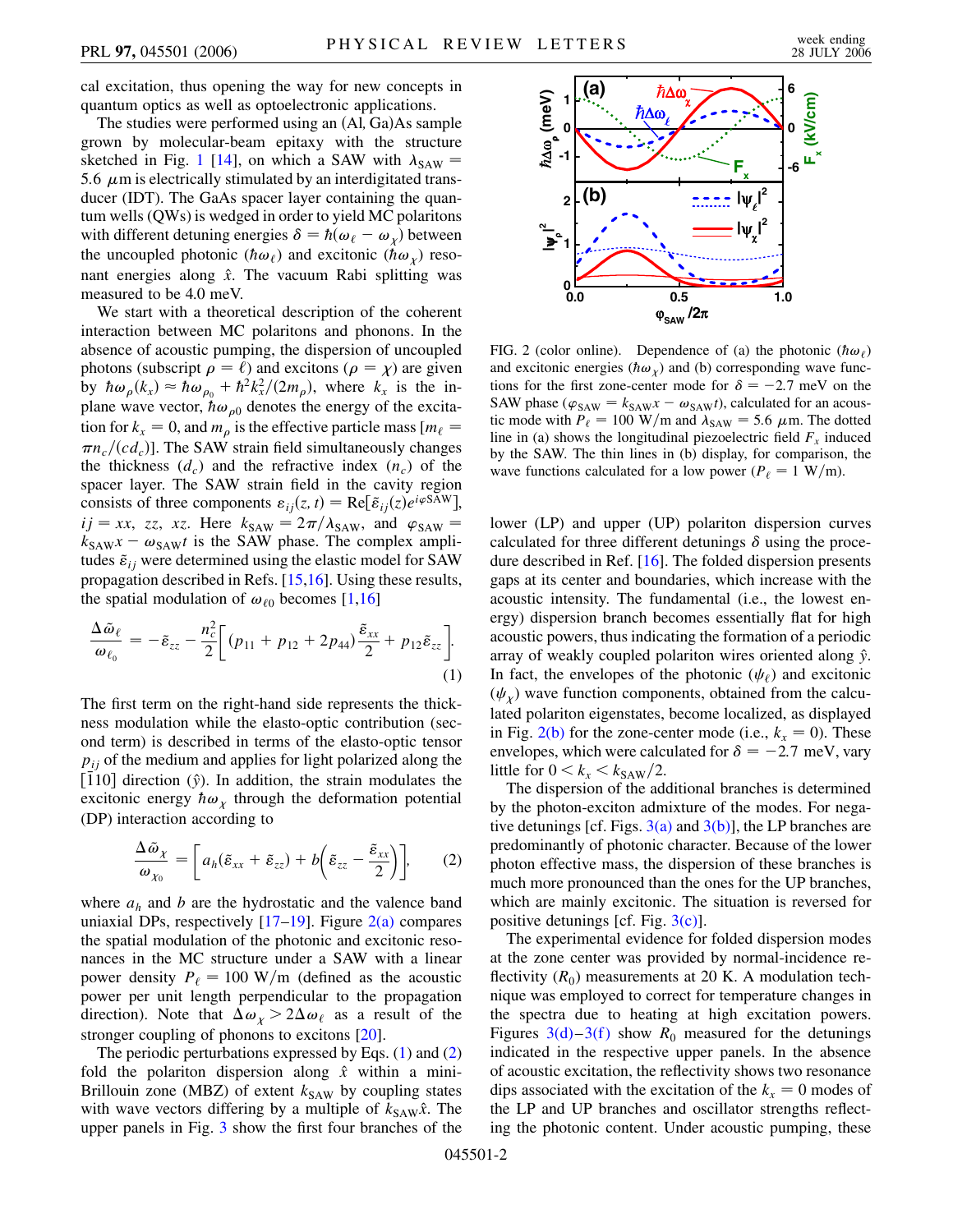cal excitation, thus opening the way for new concepts in quantum optics as well as optoelectronic applications.

The studies were performed using an (Al, Ga)As sample grown by molecular-beam epitaxy with the structure sketched in Fig. 1 [14], on which a SAW with $\lambda_{\mathrm{SAW}} = 5.6\ \mu$m is electrically stimulated by an interdigitated transducer (IDT). The GaAs spacer layer containing the quantum wells (QWs) is wedged in order to yield MC polaritons with different detuning energies $\delta = \hbar(\omega_\ell - \omega_\chi)$ between the uncoupled photonic ($\hbar\omega_\ell$) and excitonic ($\hbar\omega_\chi$) resonant energies along $\hat{x}$. The vacuum Rabi splitting was measured to be 4.0 meV.

We start with a theoretical description of the coherent interaction between MC polaritons and phonons. In the absence of acoustic pumping, the dispersion of uncoupled photons (subscript $\rho = \ell$) and excitons ($\rho = \chi$) are given by $\hbar\omega_\rho(k_x) \approx \hbar\omega_{\rho_0} + \hbar^2 k_x^2/(2m_\rho)$, where $k_x$ is the in-plane wave vector, $\hbar\omega_{\rho 0}$ denotes the energy of the excitation for $k_x = 0$, and $m_\rho$ is the effective particle mass [$m_\ell = \pi n_c/(c d_c)$]. The SAW strain field simultaneously changes the thickness ($d_c$) and the refractive index ($n_c$) of the spacer layer. The SAW strain field in the cavity region consists of three components $\varepsilon_{ij}(z,t) = \mathrm{Re}[\tilde{\varepsilon}_{ij}(z)e^{i\varphi\mathrm{SAW}}]$, $ij = xx,\ zz,\ xz$. Here $k_{\mathrm{SAW}} = 2\pi/\lambda_{\mathrm{SAW}}$, and $\varphi_{\mathrm{SAW}} = k_{\mathrm{SAW}}x - \omega_{\mathrm{SAW}}t$ is the SAW phase. The complex amplitudes $\tilde{\varepsilon}_{ij}$ were determined using the elastic model for SAW propagation described in Refs. [15,16]. Using these results, the spatial modulation of $\omega_{\ell 0}$ becomes [1,16]

$$\frac{\Delta\tilde{\omega}_\ell}{\omega_{\ell_0}} = -\tilde{\varepsilon}_{zz} - \frac{n_c^2}{2}\left[(p_{11} + p_{12} + 2p_{44})\frac{\tilde{\varepsilon}_{xx}}{2} + p_{12}\tilde{\varepsilon}_{zz}\right]. \tag{1}$$

The first term on the right-hand side represents the thickness modulation while the elasto-optic contribution (second term) is described in terms of the elasto-optic tensor $p_{ij}$ of the medium and applies for light polarized along the $[\bar{1}10]$ direction ($\hat{y}$). In addition, the strain modulates the excitonic energy $\hbar\omega_\chi$ through the deformation potential (DP) interaction according to

$$\frac{\Delta\tilde{\omega}_\chi}{\omega_{\chi_0}} = \left[a_h(\tilde{\varepsilon}_{xx} + \tilde{\varepsilon}_{zz}) + b\left(\tilde{\varepsilon}_{zz} - \frac{\tilde{\varepsilon}_{xx}}{2}\right)\right], \tag{2}$$

where $a_h$ and $b$ are the hydrostatic and the valence band uniaxial DPs, respectively [17–19]. Figure 2(a) compares the spatial modulation of the photonic and excitonic resonances in the MC structure under a SAW with a linear power density $P_\ell = 100$ W/m (defined as the acoustic power per unit length perpendicular to the propagation direction). Note that $\Delta\omega_\chi > 2\Delta\omega_\ell$ as a result of the stronger coupling of phonons to excitons [20].

The periodic perturbations expressed by Eqs. (1) and (2) fold the polariton dispersion along $\hat{x}$ within a mini-Brillouin zone (MBZ) of extent $k_{\mathrm{SAW}}$ by coupling states with wave vectors differing by a multiple of $k_{\mathrm{SAW}}\hat{x}$. The upper panels in Fig. 3 show the first four branches of the lower (LP) and upper (UP) polariton dispersion curves calculated for three different detunings $\delta$ using the procedure described in Ref. [16]. The folded dispersion presents gaps at its center and boundaries, which increase with the acoustic intensity. The fundamental (i.e., the lowest energy) dispersion branch becomes essentially flat for high acoustic powers, thus indicating the formation of a periodic array of weakly coupled polariton wires oriented along $\hat{y}$. In fact, the envelopes of the photonic ($\psi_\ell$) and excitonic ($\psi_\chi$) wave function components, obtained from the calculated polariton eigenstates, become localized, as displayed in Fig. 2(b) for the zone-center mode (i.e., $k_x = 0$). These envelopes, which were calculated for $\delta = -2.7$ meV, vary little for $0 < k_x < k_{\mathrm{SAW}}/2$.

FIG. 2 (color online). Dependence of (a) the photonic ($\hbar\omega_\ell$) and excitonic energies ($\hbar\omega_\chi$) and (b) corresponding wave functions for the first zone-center mode for $\delta = -2.7$ meV on the SAW phase ($\varphi_{\mathrm{SAW}} = k_{\mathrm{SAW}}x - \omega_{\mathrm{SAW}}t$), calculated for an acoustic mode with $P_\ell = 100$ W/m and $\lambda_{\mathrm{SAW}} = 5.6\ \mu$m. The dotted line in (a) shows the longitudinal piezoelectric field $F_x$ induced by the SAW. The thin lines in (b) display, for comparison, the wave functions calculated for a low power ($P_\ell = 1$ W/m).

The dispersion of the additional branches is determined by the photon-exciton admixture of the modes. For negative detunings [cf. Figs. 3(a) and 3(b)], the LP branches are predominantly of photonic character. Because of the lower photon effective mass, the dispersion of these branches is much more pronounced than the ones for the UP branches, which are mainly excitonic. The situation is reversed for positive detunings [cf. Fig. 3(c)].

The experimental evidence for folded dispersion modes at the zone center was provided by normal-incidence reflectivity ($R_0$) measurements at 20 K. A modulation technique was employed to correct for temperature changes in the spectra due to heating at high excitation powers. Figures 3(d)–3(f) show $R_0$ measured for the detunings indicated in the respective upper panels. In the absence of acoustic excitation, the reflectivity shows two resonance dips associated with the excitation of the $k_x = 0$ modes of the LP and UP branches and oscillator strengths reflecting the photonic content. Under acoustic pumping, these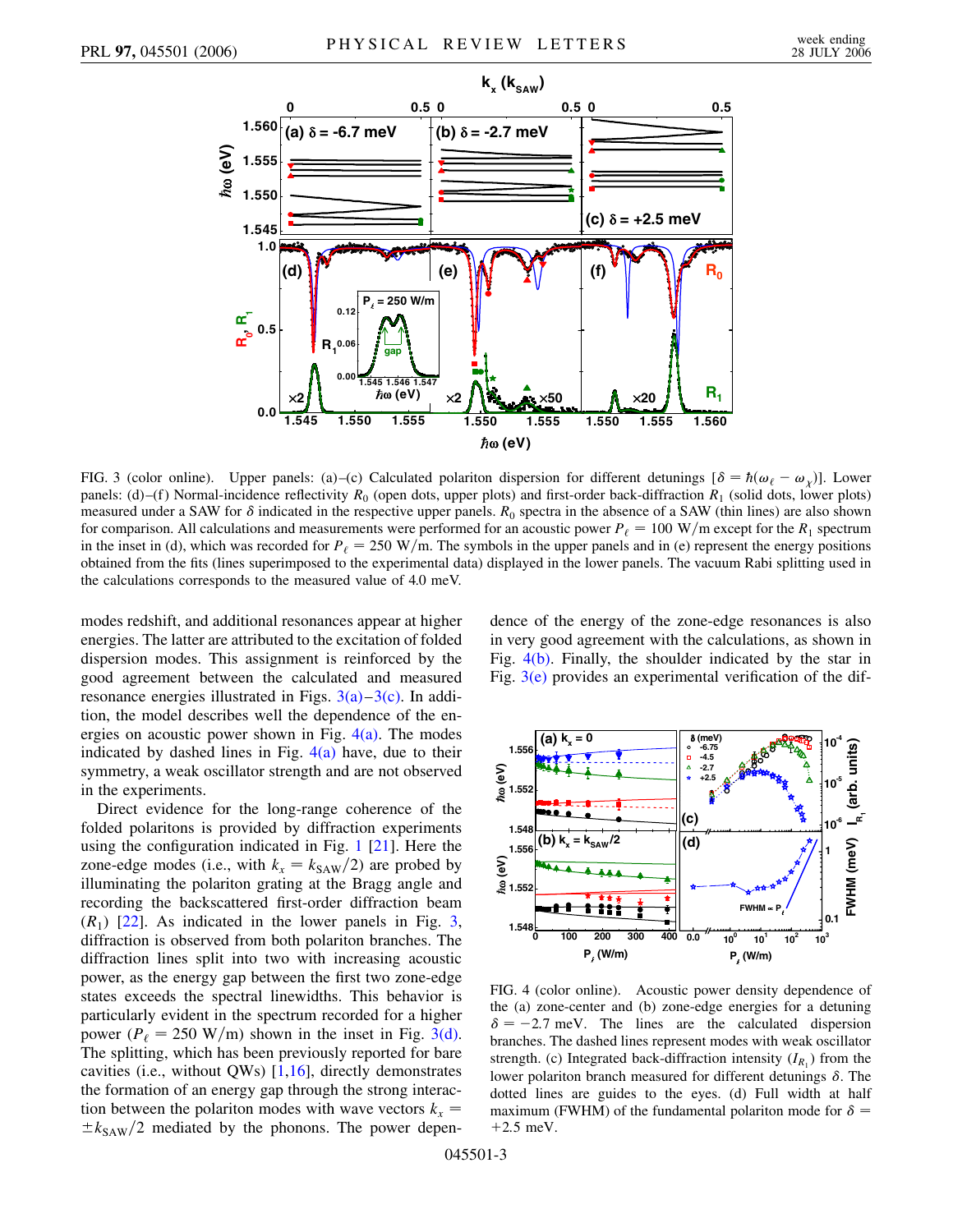FIG. 3 (color online). Upper panels: (a)–(c) Calculated polariton dispersion for different detunings [$\delta = \hbar(\omega_\ell - \omega_\chi)$]. Lower panels: (d)–(f) Normal-incidence reflectivity $R_0$ (open dots, upper plots) and first-order back-diffraction $R_1$ (solid dots, lower plots) measured under a SAW for $\delta$ indicated in the respective upper panels. $R_0$ spectra in the absence of a SAW (thin lines) are also shown for comparison. All calculations and measurements were performed for an acoustic power $P_\ell = 100$ W/m except for the $R_1$ spectrum in the inset in (d), which was recorded for $P_\ell = 250$ W/m. The symbols in the upper panels and in (e) represent the energy positions obtained from the fits (lines superimposed to the experimental data) displayed in the lower panels. The vacuum Rabi splitting used in the calculations corresponds to the measured value of 4.0 meV.

modes redshift, and additional resonances appear at higher energies. The latter are attributed to the excitation of folded dispersion modes. This assignment is reinforced by the good agreement between the calculated and measured resonance energies illustrated in Figs. 3(a)–3(c). In addition, the model describes well the dependence of the energies on acoustic power shown in Fig. 4(a). The modes indicated by dashed lines in Fig. 4(a) have, due to their symmetry, a weak oscillator strength and are not observed in the experiments.

Direct evidence for the long-range coherence of the folded polaritons is provided by diffraction experiments using the configuration indicated in Fig. 1 [21]. Here the zone-edge modes (i.e., with $k_x = k_{\mathrm{SAW}}/2$) are probed by illuminating the polariton grating at the Bragg angle and recording the backscattered first-order diffraction beam ($R_1$) [22]. As indicated in the lower panels in Fig. 3, diffraction is observed from both polariton branches. The diffraction lines split into two with increasing acoustic power, as the energy gap between the first two zone-edge states exceeds the spectral linewidths. This behavior is particularly evident in the spectrum recorded for a higher power ($P_\ell = 250$ W/m) shown in the inset in Fig. 3(d). The splitting, which has been previously reported for bare cavities (i.e., without QWs) [1,16], directly demonstrates the formation of an energy gap through the strong interaction between the polariton modes with wave vectors $k_x = \pm k_{\mathrm{SAW}}/2$ mediated by the phonons. The power dependence of the energy of the zone-edge resonances is also in very good agreement with the calculations, as shown in Fig. 4(b). Finally, the shoulder indicated by the star in Fig. 3(e) provides an experimental verification of the dif-

FIG. 4 (color online). Acoustic power density dependence of the (a) zone-center and (b) zone-edge energies for a detuning $\delta = -2.7$ meV. The lines are the calculated dispersion branches. The dashed lines represent modes with weak oscillator strength. (c) Integrated back-diffraction intensity ($I_{R_1}$) from the lower polariton branch measured for different detunings $\delta$. The dotted lines are guides to the eyes. (d) Full width at half maximum (FWHM) of the fundamental polariton mode for $\delta = +2.5$ meV.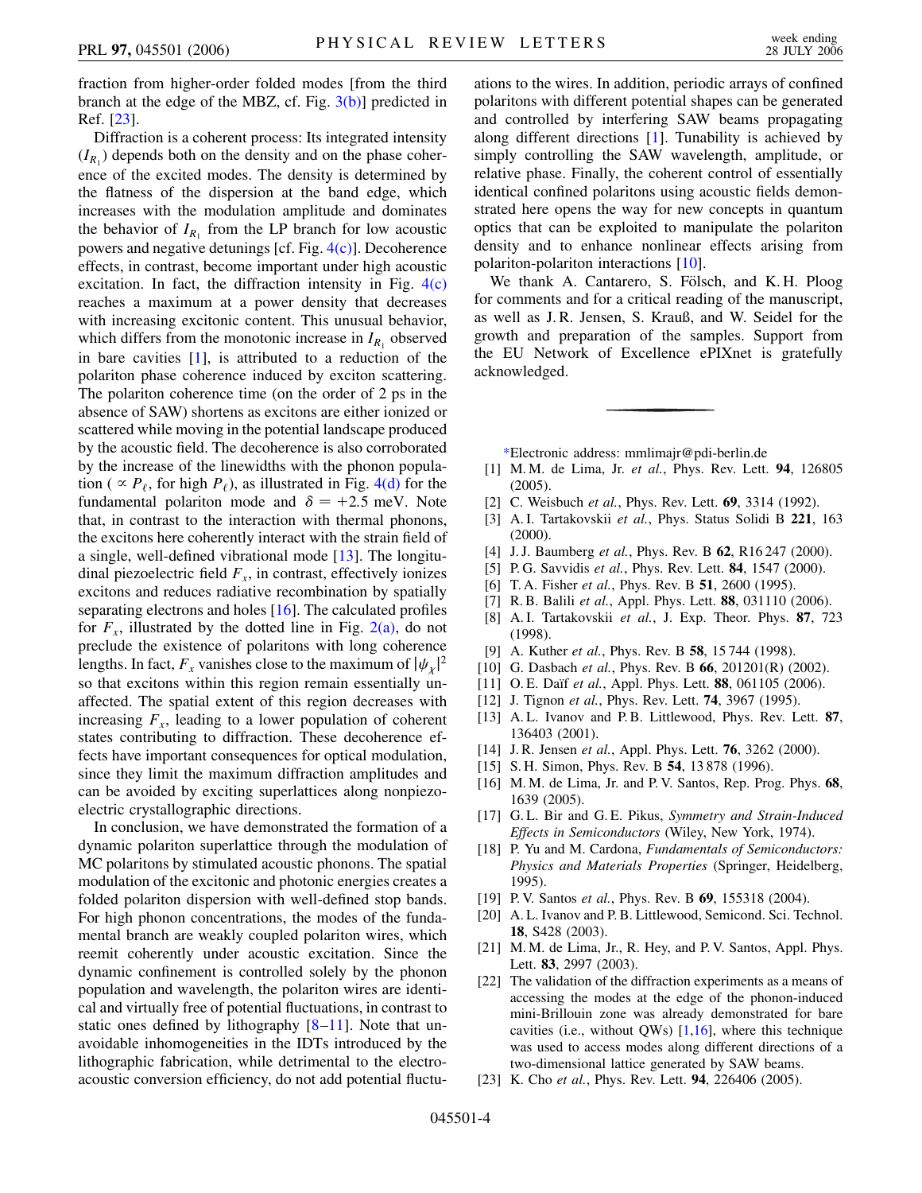fraction from higher-order folded modes [from the third branch at the edge of the MBZ, cf. Fig. 3(b)] predicted in Ref. [23].

Diffraction is a coherent process: Its integrated intensity ($I_{R_1}$) depends both on the density and on the phase coherence of the excited modes. The density is determined by the flatness of the dispersion at the band edge, which increases with the modulation amplitude and dominates the behavior of $I_{R_1}$ from the LP branch for low acoustic powers and negative detunings [cf. Fig. 4(c)]. Decoherence effects, in contrast, become important under high acoustic excitation. In fact, the diffraction intensity in Fig. 4(c) reaches a maximum at a power density that decreases with increasing excitonic content. This unusual behavior, which differs from the monotonic increase in $I_{R_1}$ observed in bare cavities [1], is attributed to a reduction of the polariton phase coherence induced by exciton scattering. The polariton coherence time (on the order of 2 ps in the absence of SAW) shortens as excitons are either ionized or scattered while moving in the potential landscape produced by the acoustic field. The decoherence is also corroborated by the increase of the linewidths with the phonon population ($\propto P_\ell$, for high $P_\ell$), as illustrated in Fig. 4(d) for the fundamental polariton mode and $\delta = +2.5$ meV. Note that, in contrast to the interaction with thermal phonons, the excitons here coherently interact with the strain field of a single, well-defined vibrational mode [13]. The longitudinal piezoelectric field $F_x$, in contrast, effectively ionizes excitons and reduces radiative recombination by spatially separating electrons and holes [16]. The calculated profiles for $F_x$, illustrated by the dotted line in Fig. 2(a), do not preclude the existence of polaritons with long coherence lengths. In fact, $F_x$ vanishes close to the maximum of $|\psi_\chi|^2$ so that excitons within this region remain essentially unaffected. The spatial extent of this region decreases with increasing $F_x$, leading to a lower population of coherent states contributing to diffraction. These decoherence effects have important consequences for optical modulation, since they limit the maximum diffraction amplitudes and can be avoided by exciting superlattices along nonpiezoelectric crystallographic directions.

In conclusion, we have demonstrated the formation of a dynamic polariton superlattice through the modulation of MC polaritons by stimulated acoustic phonons. The spatial modulation of the excitonic and photonic energies creates a folded polariton dispersion with well-defined stop bands. For high phonon concentrations, the modes of the fundamental branch are weakly coupled polariton wires, which reemit coherently under acoustic excitation. Since the dynamic confinement is controlled solely by the phonon population and wavelength, the polariton wires are identical and virtually free of potential fluctuations, in contrast to static ones defined by lithography [8–11]. Note that unavoidable inhomogeneities in the IDTs introduced by the lithographic fabrication, while detrimental to the electro-acoustic conversion efficiency, do not add potential fluctuations to the wires. In addition, periodic arrays of confined polaritons with different potential shapes can be generated and controlled by interfering SAW beams propagating along different directions [1]. Tunability is achieved by simply controlling the SAW wavelength, amplitude, or relative phase. Finally, the coherent control of essentially identical confined polaritons using acoustic fields demonstrated here opens the way for new concepts in quantum optics that can be exploited to manipulate the polariton density and to enhance nonlinear effects arising from polariton-polariton interactions [10].

We thank A. Cantarero, S. Fölsch, and K. H. Ploog for comments and for a critical reading of the manuscript, as well as J. R. Jensen, S. Krauß, and W. Seidel for the growth and preparation of the samples. Support from the EU Network of Excellence ePIXnet is gratefully acknowledged.

---

*Electronic address: mmlimajr@pdi-berlin.de

[1] M. M. de Lima, Jr. *et al.*, Phys. Rev. Lett. **94**, 126805 (2005).

[2] C. Weisbuch *et al.*, Phys. Rev. Lett. **69**, 3314 (1992).

[3] A. I. Tartakovskii *et al.*, Phys. Status Solidi B **221**, 163 (2000).

[4] J. J. Baumberg *et al.*, Phys. Rev. B **62**, R16 247 (2000).

[5] P. G. Savvidis *et al.*, Phys. Rev. Lett. **84**, 1547 (2000).

[6] T. A. Fisher *et al.*, Phys. Rev. B **51**, 2600 (1995).

[7] R. B. Balili *et al.*, Appl. Phys. Lett. **88**, 031110 (2006).

[8] A. I. Tartakovskii *et al.*, J. Exp. Theor. Phys. **87**, 723 (1998).

[9] A. Kuther *et al.*, Phys. Rev. B **58**, 15 744 (1998).

[10] G. Dasbach *et al.*, Phys. Rev. B **66**, 201201(R) (2002).

[11] O. E. Daïf *et al.*, Appl. Phys. Lett. **88**, 061105 (2006).

[12] J. Tignon *et al.*, Phys. Rev. Lett. **74**, 3967 (1995).

[13] A. L. Ivanov and P. B. Littlewood, Phys. Rev. Lett. **87**, 136403 (2001).

[14] J. R. Jensen *et al.*, Appl. Phys. Lett. **76**, 3262 (2000).

[15] S. H. Simon, Phys. Rev. B **54**, 13 878 (1996).

[16] M. M. de Lima, Jr. and P. V. Santos, Rep. Prog. Phys. **68**, 1639 (2005).

[17] G. L. Bir and G. E. Pikus, *Symmetry and Strain-Induced Effects in Semiconductors* (Wiley, New York, 1974).

[18] P. Yu and M. Cardona, *Fundamentals of Semiconductors: Physics and Materials Properties* (Springer, Heidelberg, 1995).

[19] P. V. Santos *et al.*, Phys. Rev. B **69**, 155318 (2004).

[20] A. L. Ivanov and P. B. Littlewood, Semicond. Sci. Technol. **18**, S428 (2003).

[21] M. M. de Lima, Jr., R. Hey, and P. V. Santos, Appl. Phys. Lett. **83**, 2997 (2003).

[22] The validation of the diffraction experiments as a means of accessing the modes at the edge of the phonon-induced mini-Brillouin zone was already demonstrated for bare cavities (i.e., without QWs) [1,16], where this technique was used to access modes along different directions of a two-dimensional lattice generated by SAW beams.

[23] K. Cho *et al.*, Phys. Rev. Lett. **94**, 226406 (2005).